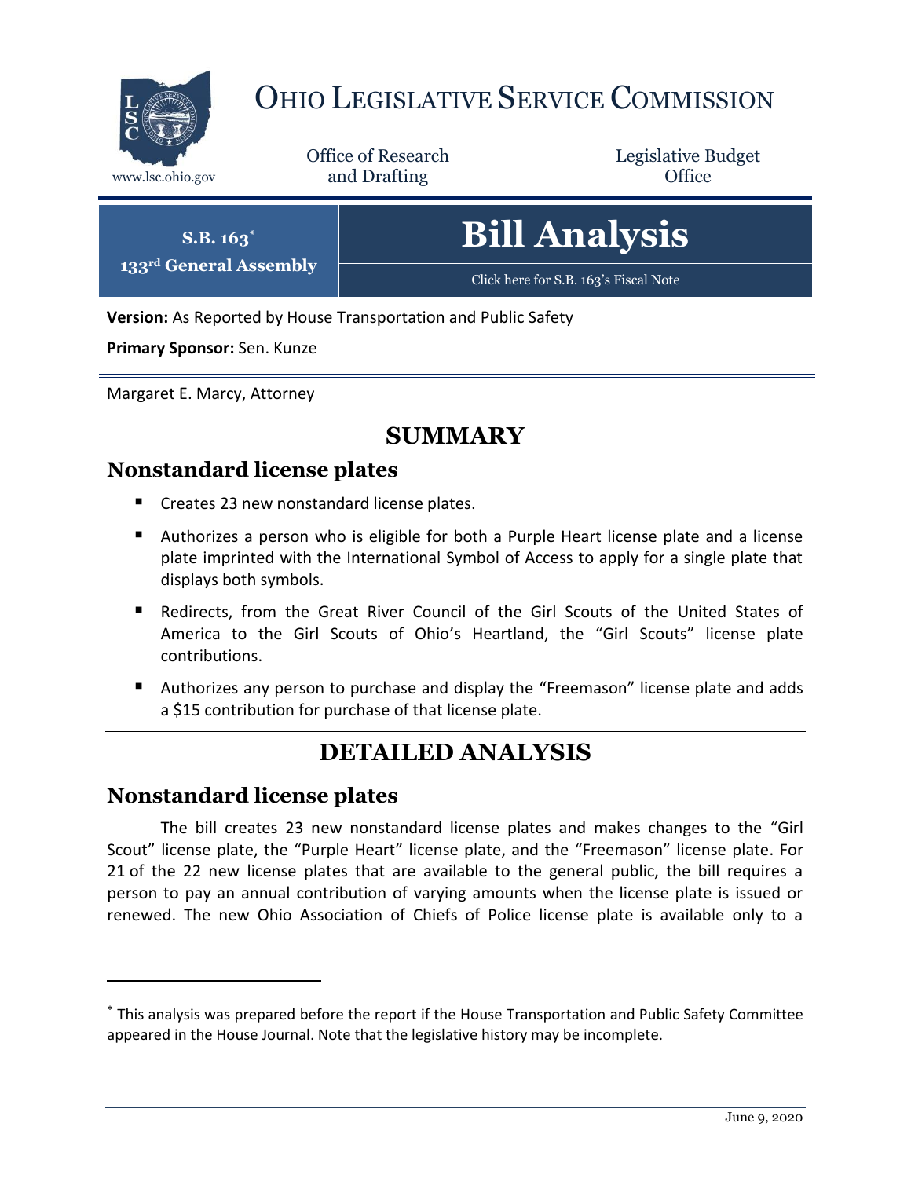# Ohio Legislative Service Commission

www.lsc.ohio.gov

Office of Research and Drafting

Legislative Budget Office

**S.B. 163***
**133rd General Assembly**

# Bill Analysis

Click here for S.B. 163's Fiscal Note

**Version:** As Reported by House Transportation and Public Safety

**Primary Sponsor:** Sen. Kunze

Margaret E. Marcy, Attorney

## SUMMARY

### Nonstandard license plates

- Creates 23 new nonstandard license plates.
- Authorizes a person who is eligible for both a Purple Heart license plate and a license plate imprinted with the International Symbol of Access to apply for a single plate that displays both symbols.
- Redirects, from the Great River Council of the Girl Scouts of the United States of America to the Girl Scouts of Ohio's Heartland, the "Girl Scouts" license plate contributions.
- Authorizes any person to purchase and display the "Freemason" license plate and adds a $15 contribution for purchase of that license plate.

## DETAILED ANALYSIS

### Nonstandard license plates

The bill creates 23 new nonstandard license plates and makes changes to the "Girl Scout" license plate, the "Purple Heart" license plate, and the "Freemason" license plate. For 21 of the 22 new license plates that are available to the general public, the bill requires a person to pay an annual contribution of varying amounts when the license plate is issued or renewed. The new Ohio Association of Chiefs of Police license plate is available only to a

---

* This analysis was prepared before the report if the House Transportation and Public Safety Committee appeared in the House Journal. Note that the legislative history may be incomplete.

June 9, 2020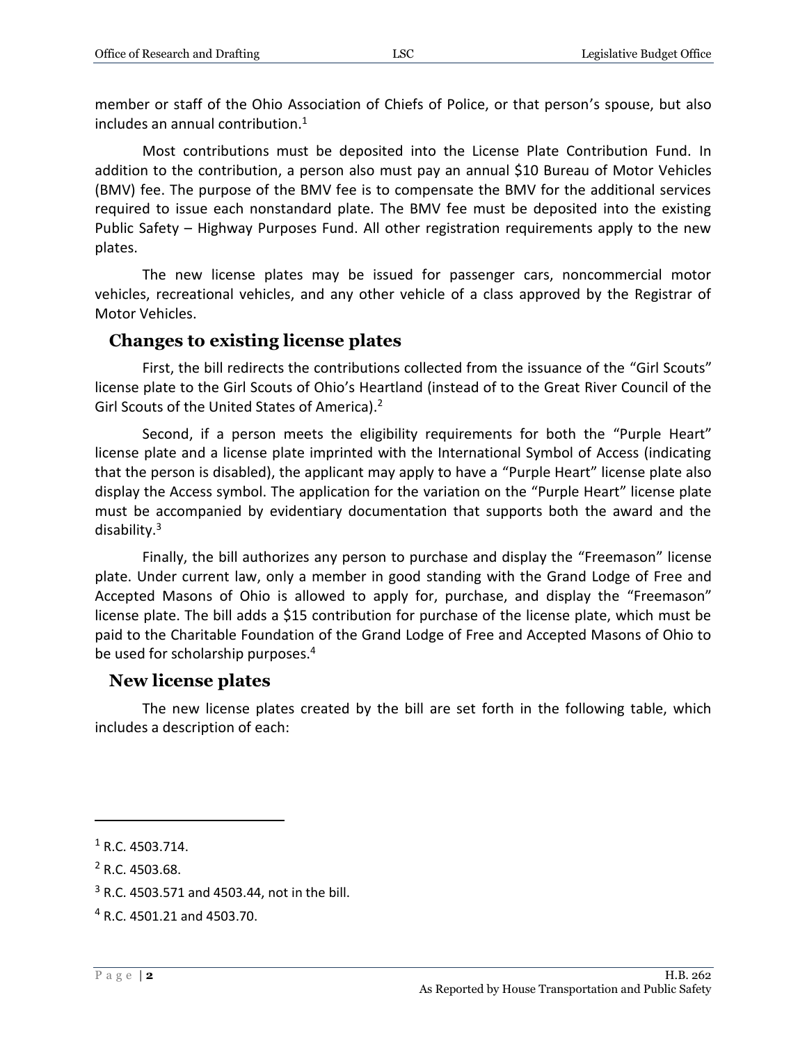member or staff of the Ohio Association of Chiefs of Police, or that person's spouse, but also includes an annual contribution.[1]

Most contributions must be deposited into the License Plate Contribution Fund. In addition to the contribution, a person also must pay an annual $10 Bureau of Motor Vehicles (BMV) fee. The purpose of the BMV fee is to compensate the BMV for the additional services required to issue each nonstandard plate. The BMV fee must be deposited into the existing Public Safety – Highway Purposes Fund. All other registration requirements apply to the new plates.

The new license plates may be issued for passenger cars, noncommercial motor vehicles, recreational vehicles, and any other vehicle of a class approved by the Registrar of Motor Vehicles.

## Changes to existing license plates

First, the bill redirects the contributions collected from the issuance of the "Girl Scouts" license plate to the Girl Scouts of Ohio's Heartland (instead of to the Great River Council of the Girl Scouts of the United States of America).[2]

Second, if a person meets the eligibility requirements for both the "Purple Heart" license plate and a license plate imprinted with the International Symbol of Access (indicating that the person is disabled), the applicant may apply to have a "Purple Heart" license plate also display the Access symbol. The application for the variation on the "Purple Heart" license plate must be accompanied by evidentiary documentation that supports both the award and the disability.[3]

Finally, the bill authorizes any person to purchase and display the "Freemason" license plate. Under current law, only a member in good standing with the Grand Lodge of Free and Accepted Masons of Ohio is allowed to apply for, purchase, and display the "Freemason" license plate. The bill adds a $15 contribution for purchase of the license plate, which must be paid to the Charitable Foundation of the Grand Lodge of Free and Accepted Masons of Ohio to be used for scholarship purposes.[4]

## New license plates

The new license plates created by the bill are set forth in the following table, which includes a description of each:

---

[1] R.C. 4503.714.

[2] R.C. 4503.68.

[3] R.C. 4503.571 and 4503.44, not in the bill.

[4] R.C. 4501.21 and 4503.70.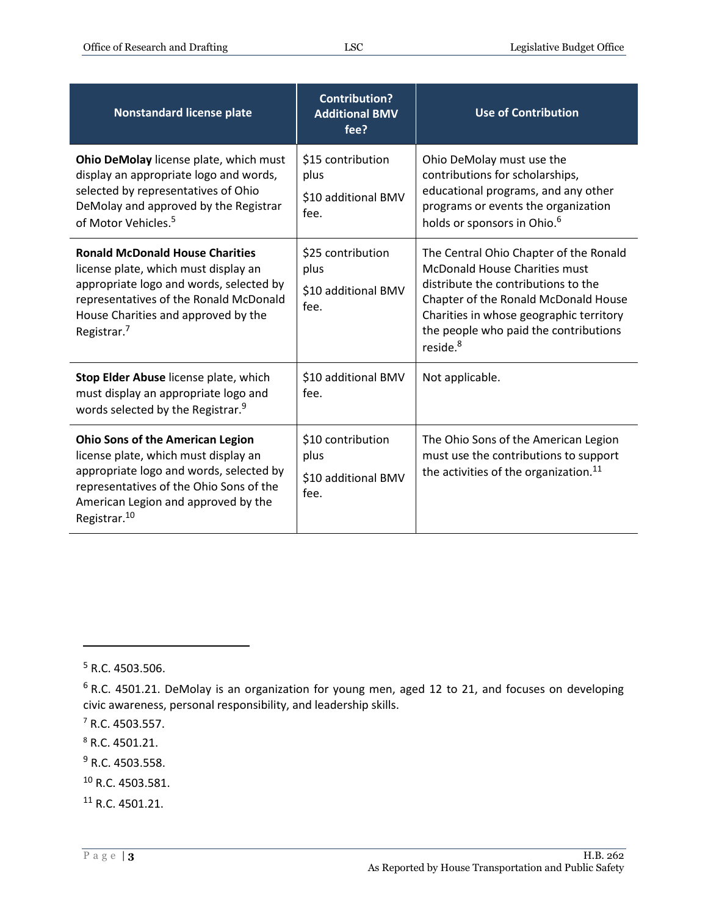| Nonstandard license plate | Contribution? Additional BMV fee? | Use of Contribution |
|---|---|---|
| **Ohio DeMolay** license plate, which must display an appropriate logo and words, selected by representatives of Ohio DeMolay and approved by the Registrar of Motor Vehicles.[5] | $15 contribution plus<br>$10 additional BMV fee. | Ohio DeMolay must use the contributions for scholarships, educational programs, and any other programs or events the organization holds or sponsors in Ohio.[6] |
| **Ronald McDonald House Charities** license plate, which must display an appropriate logo and words, selected by representatives of the Ronald McDonald House Charities and approved by the Registrar.[7] | $25 contribution plus<br>$10 additional BMV fee. | The Central Ohio Chapter of the Ronald McDonald House Charities must distribute the contributions to the Chapter of the Ronald McDonald House Charities in whose geographic territory the people who paid the contributions reside.[8] |
| **Stop Elder Abuse** license plate, which must display an appropriate logo and words selected by the Registrar.[9] | $10 additional BMV fee. | Not applicable. |
| **Ohio Sons of the American Legion** license plate, which must display an appropriate logo and words, selected by representatives of the Ohio Sons of the American Legion and approved by the Registrar.[10] | $10 contribution plus<br>$10 additional BMV fee. | The Ohio Sons of the American Legion must use the contributions to support the activities of the organization.[11] |

---

[5] R.C. 4503.506.

[6] R.C. 4501.21. DeMolay is an organization for young men, aged 12 to 21, and focuses on developing civic awareness, personal responsibility, and leadership skills.

[7] R.C. 4503.557.

[8] R.C. 4501.21.

[9] R.C. 4503.558.

[10] R.C. 4503.581.

[11] R.C. 4501.21.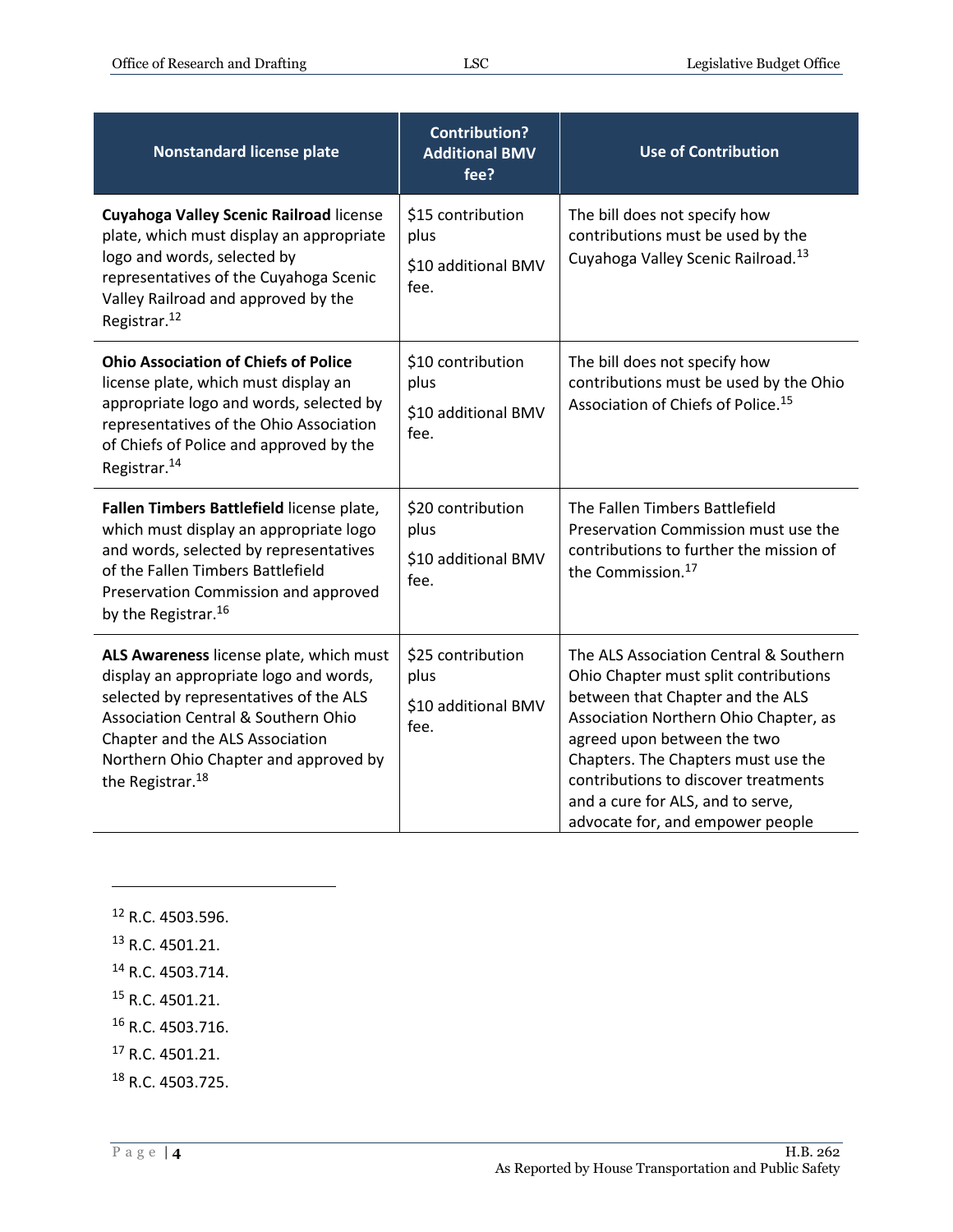| Nonstandard license plate | Contribution? Additional BMV fee? | Use of Contribution |
|---|---|---|
| **Cuyahoga Valley Scenic Railroad** license plate, which must display an appropriate logo and words, selected by representatives of the Cuyahoga Scenic Valley Railroad and approved by the Registrar.[12] | $15 contribution plus $10 additional BMV fee. | The bill does not specify how contributions must be used by the Cuyahoga Valley Scenic Railroad.[13] |
| **Ohio Association of Chiefs of Police** license plate, which must display an appropriate logo and words, selected by representatives of the Ohio Association of Chiefs of Police and approved by the Registrar.[14] | $10 contribution plus $10 additional BMV fee. | The bill does not specify how contributions must be used by the Ohio Association of Chiefs of Police.[15] |
| **Fallen Timbers Battlefield** license plate, which must display an appropriate logo and words, selected by representatives of the Fallen Timbers Battlefield Preservation Commission and approved by the Registrar.[16] | $20 contribution plus $10 additional BMV fee. | The Fallen Timbers Battlefield Preservation Commission must use the contributions to further the mission of the Commission.[17] |
| **ALS Awareness** license plate, which must display an appropriate logo and words, selected by representatives of the ALS Association Central & Southern Ohio Chapter and the ALS Association Northern Ohio Chapter and approved by the Registrar.[18] | $25 contribution plus $10 additional BMV fee. | The ALS Association Central & Southern Ohio Chapter must split contributions between that Chapter and the ALS Association Northern Ohio Chapter, as agreed upon between the two Chapters. The Chapters must use the contributions to discover treatments and a cure for ALS, and to serve, advocate for, and empower people |

[12] R.C. 4503.596.

[13] R.C. 4501.21.

[14] R.C. 4503.714.

[15] R.C. 4501.21.

[16] R.C. 4503.716.

[17] R.C. 4501.21.

[18] R.C. 4503.725.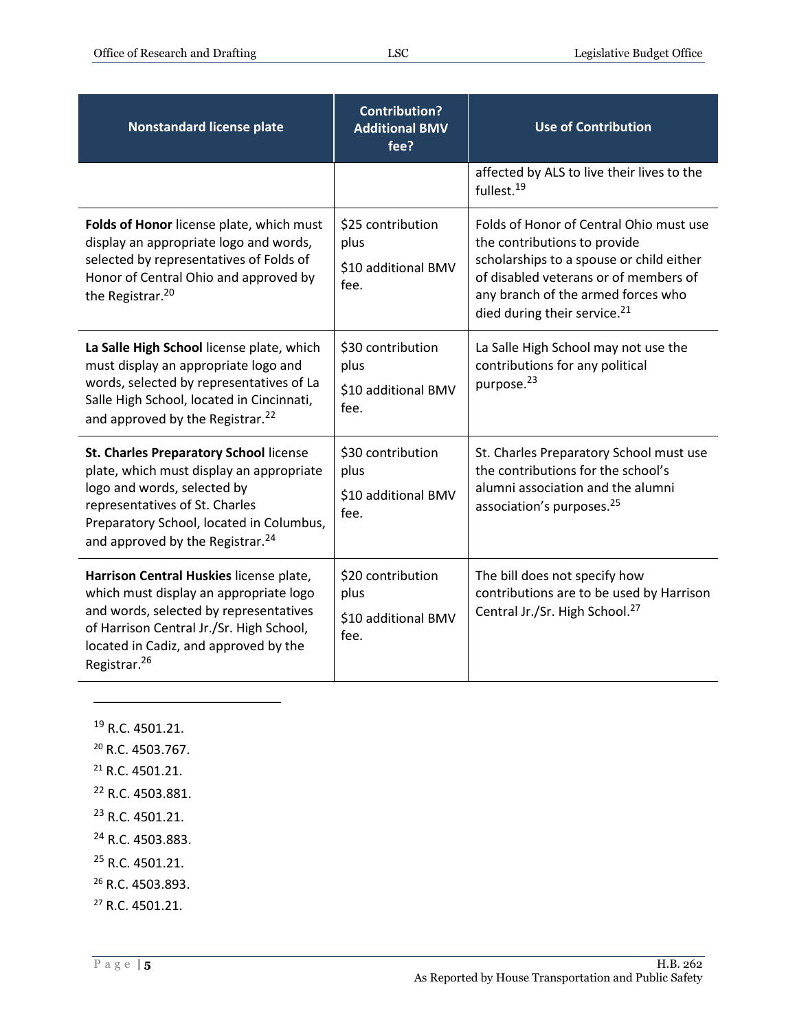| Nonstandard license plate | Contribution? Additional BMV fee? | Use of Contribution |
|---|---|---|
| | | affected by ALS to live their lives to the fullest.[19] |
| **Folds of Honor** license plate, which must display an appropriate logo and words, selected by representatives of Folds of Honor of Central Ohio and approved by the Registrar.[20] | $25 contribution plus<br>$10 additional BMV fee. | Folds of Honor of Central Ohio must use the contributions to provide scholarships to a spouse or child either of disabled veterans or of members of any branch of the armed forces who died during their service.[21] |
| **La Salle High School** license plate, which must display an appropriate logo and words, selected by representatives of La Salle High School, located in Cincinnati, and approved by the Registrar.[22] | $30 contribution plus<br>$10 additional BMV fee. | La Salle High School may not use the contributions for any political purpose.[23] |
| **St. Charles Preparatory School** license plate, which must display an appropriate logo and words, selected by representatives of St. Charles Preparatory School, located in Columbus, and approved by the Registrar.[24] | $30 contribution plus<br>$10 additional BMV fee. | St. Charles Preparatory School must use the contributions for the school's alumni association and the alumni association's purposes.[25] |
| **Harrison Central Huskies** license plate, which must display an appropriate logo and words, selected by representatives of Harrison Central Jr./Sr. High School, located in Cadiz, and approved by the Registrar.[26] | $20 contribution plus<br>$10 additional BMV fee. | The bill does not specify how contributions are to be used by Harrison Central Jr./Sr. High School.[27] |

---

[19] R.C. 4501.21.

[20] R.C. 4503.767.

[21] R.C. 4501.21.

[22] R.C. 4503.881.

[23] R.C. 4501.21.

[24] R.C. 4503.883.

[25] R.C. 4501.21.

[26] R.C. 4503.893.

[27] R.C. 4501.21.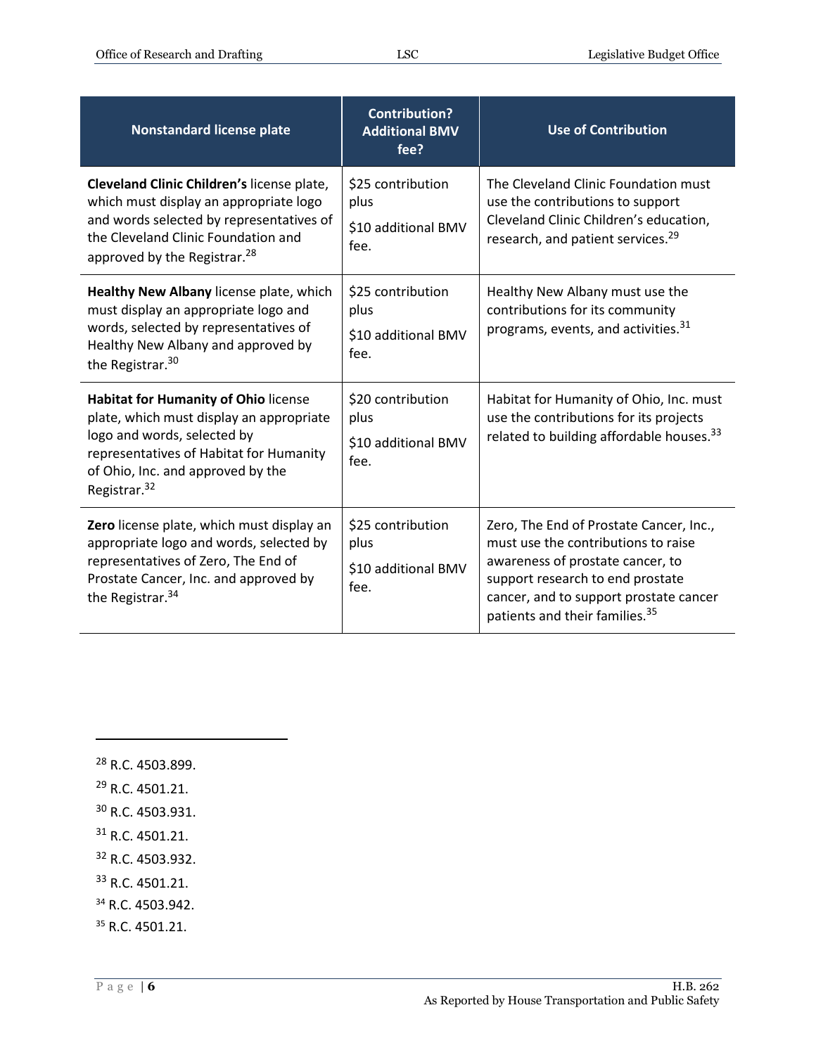| Nonstandard license plate | Contribution? Additional BMV fee? | Use of Contribution |
|---|---|---|
| **Cleveland Clinic Children's** license plate, which must display an appropriate logo and words selected by representatives of the Cleveland Clinic Foundation and approved by the Registrar.[28] | $25 contribution plus $10 additional BMV fee. | The Cleveland Clinic Foundation must use the contributions to support Cleveland Clinic Children's education, research, and patient services.[29] |
| **Healthy New Albany** license plate, which must display an appropriate logo and words, selected by representatives of Healthy New Albany and approved by the Registrar.[30] | $25 contribution plus $10 additional BMV fee. | Healthy New Albany must use the contributions for its community programs, events, and activities.[31] |
| **Habitat for Humanity of Ohio** license plate, which must display an appropriate logo and words, selected by representatives of Habitat for Humanity of Ohio, Inc. and approved by the Registrar.[32] | $20 contribution plus $10 additional BMV fee. | Habitat for Humanity of Ohio, Inc. must use the contributions for its projects related to building affordable houses.[33] |
| **Zero** license plate, which must display an appropriate logo and words, selected by representatives of Zero, The End of Prostate Cancer, Inc. and approved by the Registrar.[34] | $25 contribution plus $10 additional BMV fee. | Zero, The End of Prostate Cancer, Inc., must use the contributions to raise awareness of prostate cancer, to support research to end prostate cancer, and to support prostate cancer patients and their families.[35] |

[28] R.C. 4503.899.

[29] R.C. 4501.21.

[30] R.C. 4503.931.

[31] R.C. 4501.21.

[32] R.C. 4503.932.

[33] R.C. 4501.21.

[34] R.C. 4503.942.

[35] R.C. 4501.21.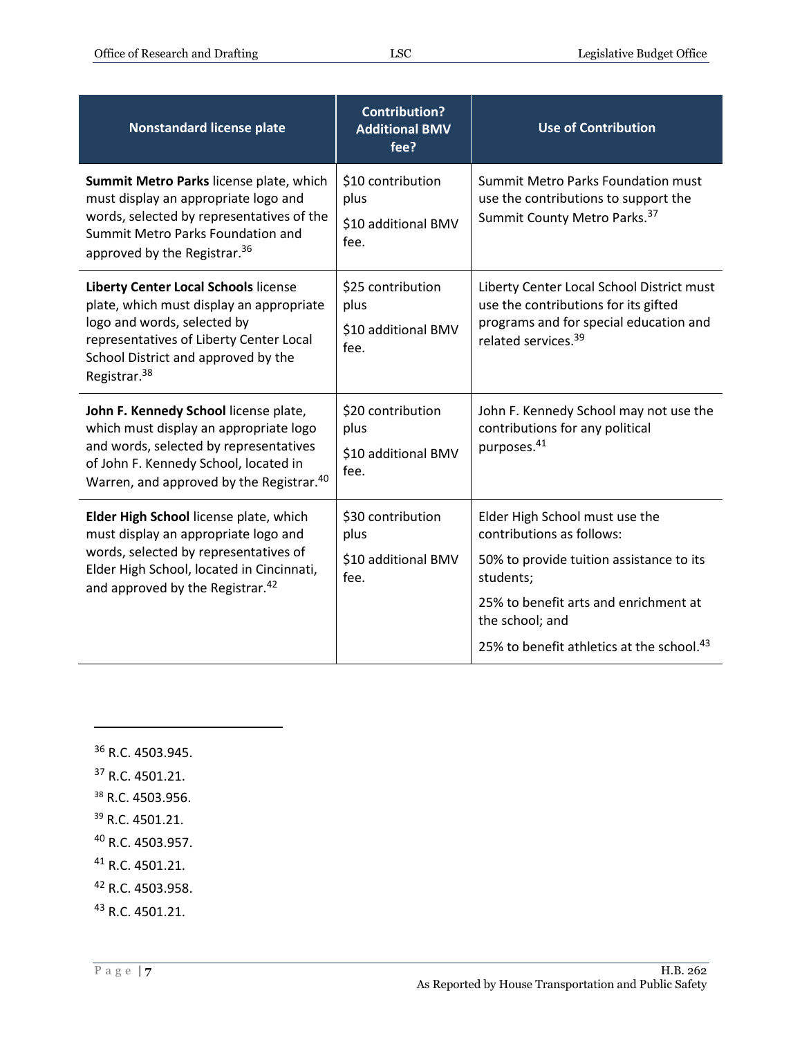| Nonstandard license plate | Contribution? Additional BMV fee? | Use of Contribution |
|---|---|---|
| **Summit Metro Parks** license plate, which must display an appropriate logo and words, selected by representatives of the Summit Metro Parks Foundation and approved by the Registrar.[36] | $10 contribution plus<br><br>$10 additional BMV fee. | Summit Metro Parks Foundation must use the contributions to support the Summit County Metro Parks.[37] |
| **Liberty Center Local Schools** license plate, which must display an appropriate logo and words, selected by representatives of Liberty Center Local School District and approved by the Registrar.[38] | $25 contribution plus<br><br>$10 additional BMV fee. | Liberty Center Local School District must use the contributions for its gifted programs and for special education and related services.[39] |
| **John F. Kennedy School** license plate, which must display an appropriate logo and words, selected by representatives of John F. Kennedy School, located in Warren, and approved by the Registrar.[40] | $20 contribution plus<br><br>$10 additional BMV fee. | John F. Kennedy School may not use the contributions for any political purposes.[41] |
| **Elder High School** license plate, which must display an appropriate logo and words, selected by representatives of Elder High School, located in Cincinnati, and approved by the Registrar.[42] | $30 contribution plus<br><br>$10 additional BMV fee. | Elder High School must use the contributions as follows:<br><br>50% to provide tuition assistance to its students;<br><br>25% to benefit arts and enrichment at the school; and<br><br>25% to benefit athletics at the school.[43] |

---

[36] R.C. 4503.945.

[37] R.C. 4501.21.

[38] R.C. 4503.956.

[39] R.C. 4501.21.

[40] R.C. 4503.957.

[41] R.C. 4501.21.

[42] R.C. 4503.958.

[43] R.C. 4501.21.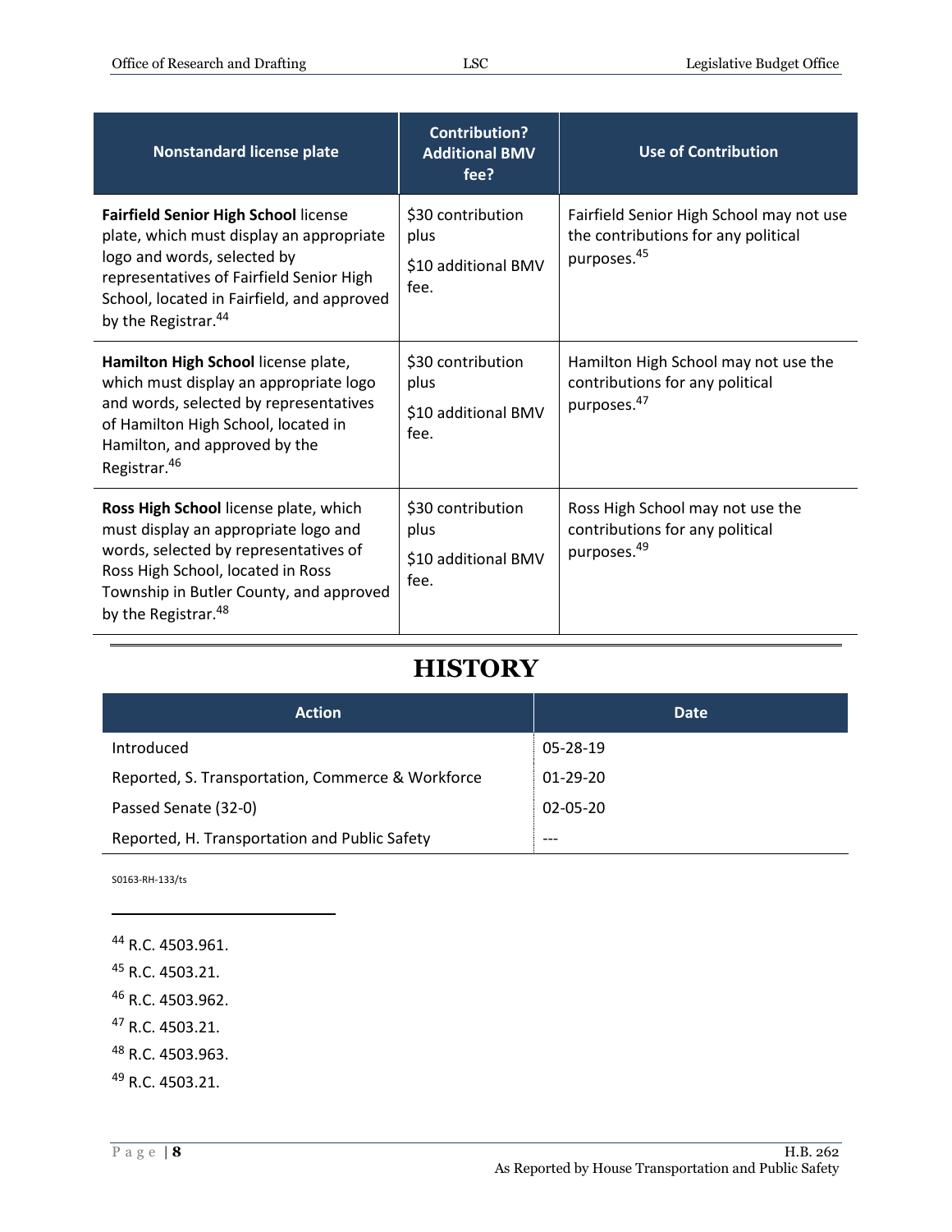| Nonstandard license plate | Contribution? Additional BMV fee? | Use of Contribution |
|---|---|---|
| **Fairfield Senior High School** license plate, which must display an appropriate logo and words, selected by representatives of Fairfield Senior High School, located in Fairfield, and approved by the Registrar.[44] | $30 contribution plus<br><br>$10 additional BMV fee. | Fairfield Senior High School may not use the contributions for any political purposes.[45] |
| **Hamilton High School** license plate, which must display an appropriate logo and words, selected by representatives of Hamilton High School, located in Hamilton, and approved by the Registrar.[46] | $30 contribution plus<br><br>$10 additional BMV fee. | Hamilton High School may not use the contributions for any political purposes.[47] |
| **Ross High School** license plate, which must display an appropriate logo and words, selected by representatives of Ross High School, located in Ross Township in Butler County, and approved by the Registrar.[48] | $30 contribution plus<br><br>$10 additional BMV fee. | Ross High School may not use the contributions for any political purposes.[49] |

# HISTORY

| Action | Date |
|---|---|
| Introduced | 05-28-19 |
| Reported, S. Transportation, Commerce & Workforce | 01-29-20 |
| Passed Senate (32-0) | 02-05-20 |
| Reported, H. Transportation and Public Safety | --- |

S0163-RH-133/ts

---

[44] R.C. 4503.961.

[45] R.C. 4503.21.

[46] R.C. 4503.962.

[47] R.C. 4503.21.

[48] R.C. 4503.963.

[49] R.C. 4503.21.